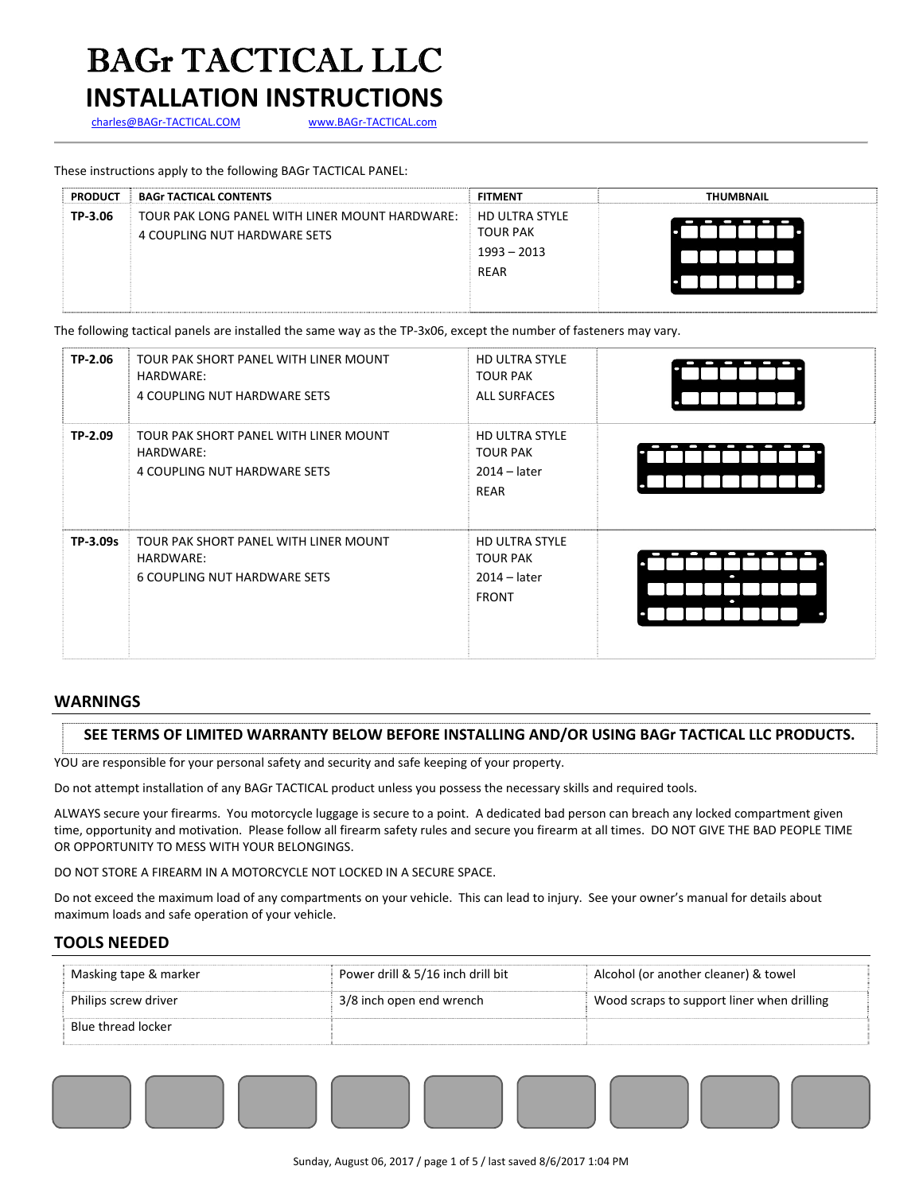# BAGr TACTICAL LLC

## INSTALLATION INSTRUCTIONS

charles@BAGr-TACTICAL.COM     www.BAGr-TACTICAL.com

These instructions apply to the following BAGr TACTICAL PANEL:

| PRODUCT | BAGr TACTICAL CONTENTS | FITMENT | THUMBNAIL |
|---|---|---|---|
| TP-3.06 | TOUR PAK LONG PANEL WITH LINER MOUNT HARDWARE:<br>4 COUPLING NUT HARDWARE SETS | HD ULTRA STYLE<br>TOUR PAK<br>1993 – 2013<br>REAR | |

The following tactical panels are installed the same way as the TP-3x06, except the number of fasteners may vary.

| PRODUCT | BAGr TACTICAL CONTENTS | FITMENT | THUMBNAIL |
|---|---|---|---|
| TP-2.06 | TOUR PAK SHORT PANEL WITH LINER MOUNT HARDWARE:<br>4 COUPLING NUT HARDWARE SETS | HD ULTRA STYLE<br>TOUR PAK<br>ALL SURFACES | |
| TP-2.09 | TOUR PAK SHORT PANEL WITH LINER MOUNT HARDWARE:<br>4 COUPLING NUT HARDWARE SETS | HD ULTRA STYLE<br>TOUR PAK<br>2014 – later<br>REAR | |
| TP-3.09s | TOUR PAK SHORT PANEL WITH LINER MOUNT HARDWARE:<br>6 COUPLING NUT HARDWARE SETS | HD ULTRA STYLE<br>TOUR PAK<br>2014 – later<br>FRONT | |

## WARNINGS

**SEE TERMS OF LIMITED WARRANTY BELOW BEFORE INSTALLING AND/OR USING BAGr TACTICAL LLC PRODUCTS.**

YOU are responsible for your personal safety and security and safe keeping of your property.

Do not attempt installation of any BAGr TACTICAL product unless you possess the necessary skills and required tools.

ALWAYS secure your firearms. You motorcycle luggage is secure to a point. A dedicated bad person can breach any locked compartment given time, opportunity and motivation. Please follow all firearm safety rules and secure you firearm at all times. DO NOT GIVE THE BAD PEOPLE TIME OR OPPORTUNITY TO MESS WITH YOUR BELONGINGS.

DO NOT STORE A FIREARM IN A MOTORCYCLE NOT LOCKED IN A SECURE SPACE.

Do not exceed the maximum load of any compartments on your vehicle. This can lead to injury. See your owner's manual for details about maximum loads and safe operation of your vehicle.

## TOOLS NEEDED

| | | |
|---|---|---|
| Masking tape & marker | Power drill & 5/16 inch drill bit | Alcohol (or another cleaner) & towel |
| Philips screw driver | 3/8 inch open end wrench | Wood scraps to support liner when drilling |
| Blue thread locker | | |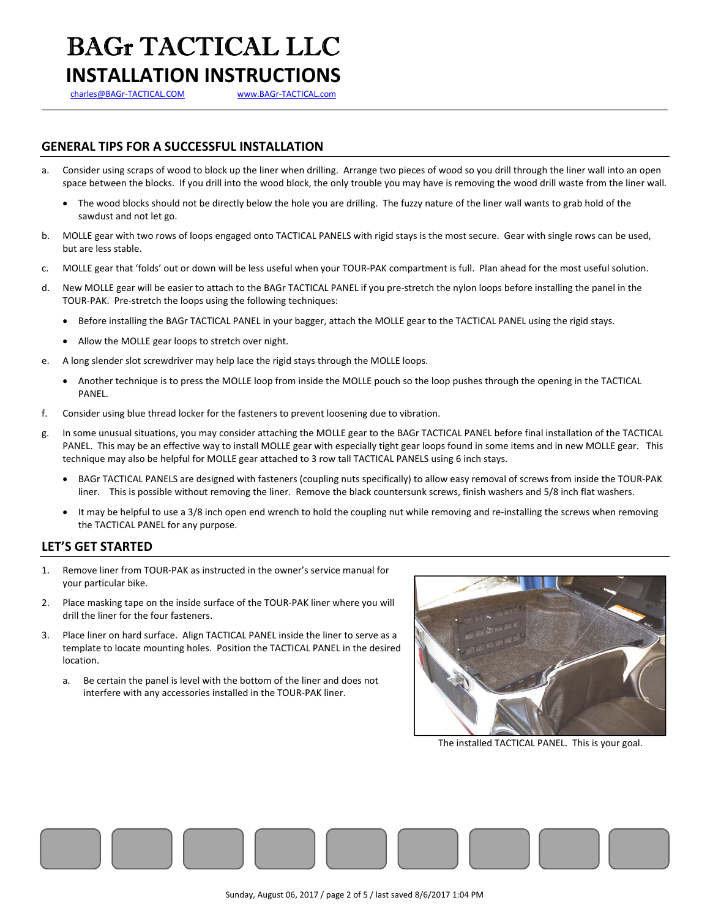# BAGr TACTICAL LLC

# INSTALLATION INSTRUCTIONS

charles@BAGr-TACTICAL.COM www.BAGr-TACTICAL.com

## GENERAL TIPS FOR A SUCCESSFUL INSTALLATION

a. Consider using scraps of wood to block up the liner when drilling. Arrange two pieces of wood so you drill through the liner wall into an open space between the blocks. If you drill into the wood block, the only trouble you may have is removing the wood drill waste from the liner wall.
   - The wood blocks should not be directly below the hole you are drilling. The fuzzy nature of the liner wall wants to grab hold of the sawdust and not let go.

b. MOLLE gear with two rows of loops engaged onto TACTICAL PANELS with rigid stays is the most secure. Gear with single rows can be used, but are less stable.

c. MOLLE gear that 'folds' out or down will be less useful when your TOUR-PAK compartment is full. Plan ahead for the most useful solution.

d. New MOLLE gear will be easier to attach to the BAGr TACTICAL PANEL if you pre-stretch the nylon loops before installing the panel in the TOUR-PAK. Pre-stretch the loops using the following techniques:
   - Before installing the BAGr TACTICAL PANEL in your bagger, attach the MOLLE gear to the TACTICAL PANEL using the rigid stays.
   - Allow the MOLLE gear loops to stretch over night.

e. A long slender slot screwdriver may help lace the rigid stays through the MOLLE loops.
   - Another technique is to press the MOLLE loop from inside the MOLLE pouch so the loop pushes through the opening in the TACTICAL PANEL.

f. Consider using blue thread locker for the fasteners to prevent loosening due to vibration.

g. In some unusual situations, you may consider attaching the MOLLE gear to the BAGr TACTICAL PANEL before final installation of the TACTICAL PANEL. This may be an effective way to install MOLLE gear with especially tight gear loops found in some items and in new MOLLE gear. This technique may also be helpful for MOLLE gear attached to 3 row tall TACTICAL PANELS using 6 inch stays.
   - BAGr TACTICAL PANELS are designed with fasteners (coupling nuts specifically) to allow easy removal of screws from inside the TOUR-PAK liner. This is possible without removing the liner. Remove the black countersunk screws, finish washers and 5/8 inch flat washers.
   - It may be helpful to use a 3/8 inch open end wrench to hold the coupling nut while removing and re-installing the screws when removing the TACTICAL PANEL for any purpose.

## LET'S GET STARTED

1. Remove liner from TOUR-PAK as instructed in the owner's service manual for your particular bike.
2. Place masking tape on the inside surface of the TOUR-PAK liner where you will drill the liner for the four fasteners.
3. Place liner on hard surface. Align TACTICAL PANEL inside the liner to serve as a template to locate mounting holes. Position the TACTICAL PANEL in the desired location.
   a. Be certain the panel is level with the bottom of the liner and does not interfere with any accessories installed in the TOUR-PAK liner.

The installed TACTICAL PANEL. This is your goal.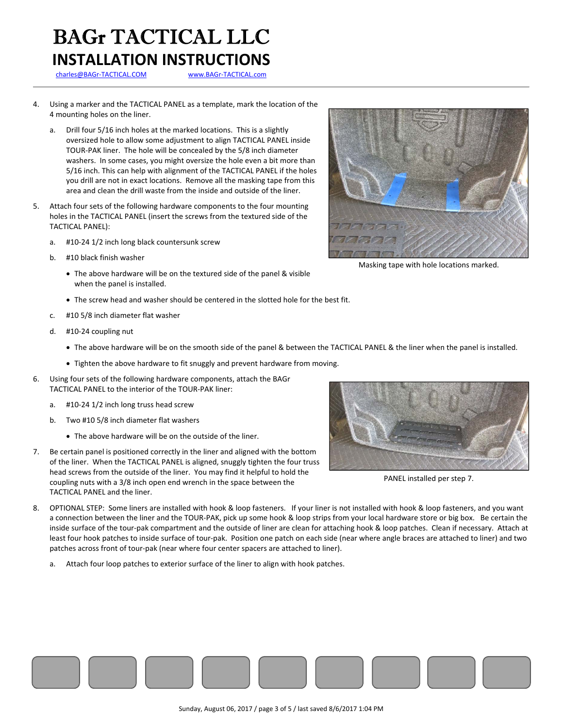# BAGr TACTICAL LLC

## INSTALLATION INSTRUCTIONS

charles@BAGr-TACTICAL.COM www.BAGr-TACTICAL.com

4. Using a marker and the TACTICAL PANEL as a template, mark the location of the 4 mounting holes on the liner.

   a. Drill four 5/16 inch holes at the marked locations. This is a slightly oversized hole to allow some adjustment to align TACTICAL PANEL inside TOUR-PAK liner. The hole will be concealed by the 5/8 inch diameter washers. In some cases, you might oversize the hole even a bit more than 5/16 inch. This can help with alignment of the TACTICAL PANEL if the holes you drill are not in exact locations. Remove all the masking tape from this area and clean the drill waste from the inside and outside of the liner.

Masking tape with hole locations marked.

5. Attach four sets of the following hardware components to the four mounting holes in the TACTICAL PANEL (insert the screws from the textured side of the TACTICAL PANEL):

   a. #10-24 1/2 inch long black countersunk screw

   b. #10 black finish washer

      - The above hardware will be on the textured side of the panel & visible when the panel is installed.
      - The screw head and washer should be centered in the slotted hole for the best fit.

   c. #10 5/8 inch diameter flat washer

   d. #10-24 coupling nut

      - The above hardware will be on the smooth side of the panel & between the TACTICAL PANEL & the liner when the panel is installed.
      - Tighten the above hardware to fit snuggly and prevent hardware from moving.

6. Using four sets of the following hardware components, attach the BAGr TACTICAL PANEL to the interior of the TOUR-PAK liner:

   a. #10-24 1/2 inch long truss head screw

   b. Two #10 5/8 inch diameter flat washers

      - The above hardware will be on the outside of the liner.

7. Be certain panel is positioned correctly in the liner and aligned with the bottom of the liner. When the TACTICAL PANEL is aligned, snuggly tighten the four truss head screws from the outside of the liner. You may find it helpful to hold the coupling nuts with a 3/8 inch open end wrench in the space between the TACTICAL PANEL and the liner.

PANEL installed per step 7.

8. OPTIONAL STEP: Some liners are installed with hook & loop fasteners. If your liner is not installed with hook & loop fasteners, and you want a connection between the liner and the TOUR-PAK, pick up some hook & loop strips from your local hardware store or big box. Be certain the inside surface of the tour-pak compartment and the outside of liner are clean for attaching hook & loop patches. Clean if necessary. Attach at least four hook patches to inside surface of tour-pak. Position one patch on each side (near where angle braces are attached to liner) and two patches across front of tour-pak (near where four center spacers are attached to liner).

   a. Attach four loop patches to exterior surface of the liner to align with hook patches.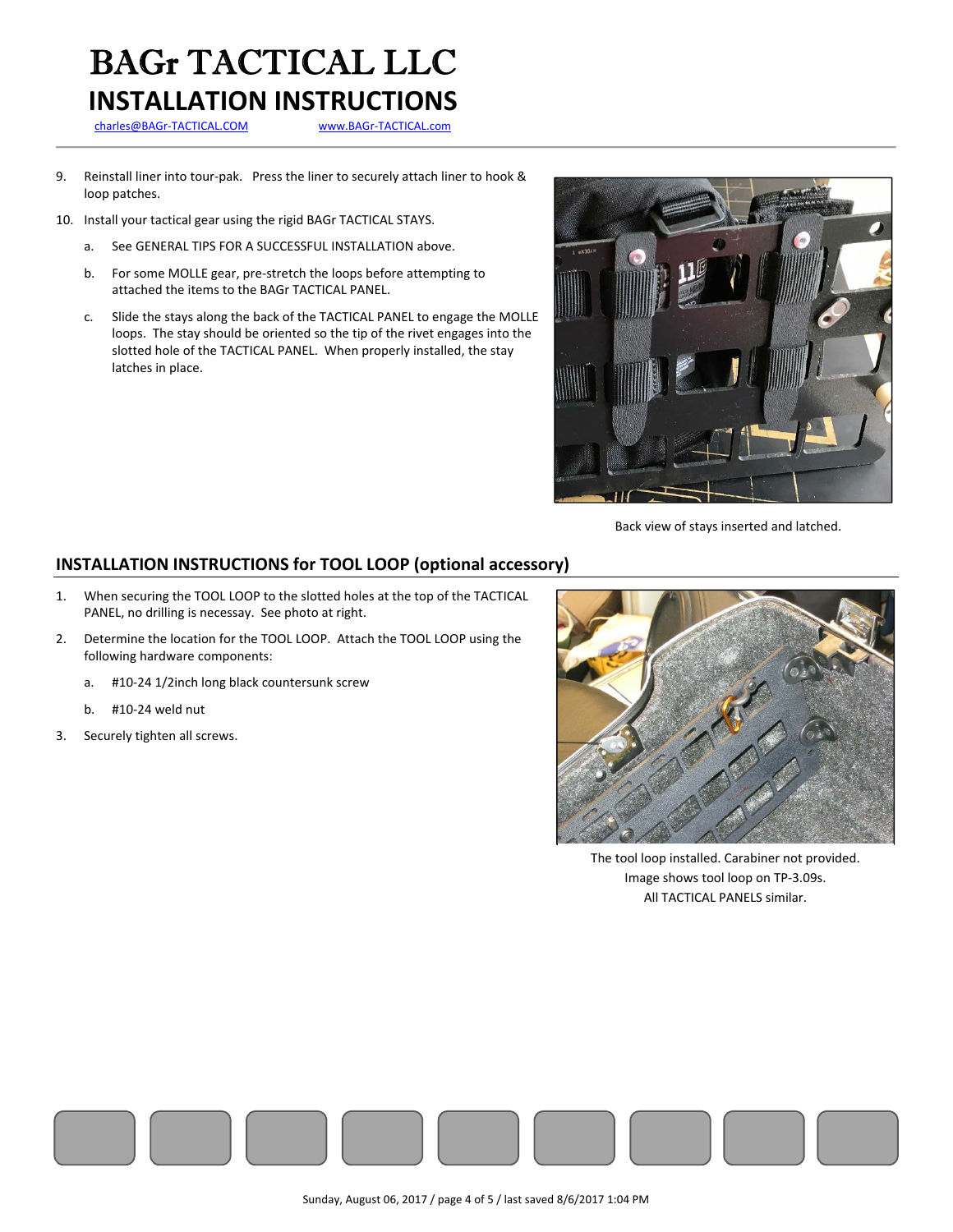# BAGr TACTICAL LLC

## INSTALLATION INSTRUCTIONS

charles@BAGr-TACTICAL.COM www.BAGr-TACTICAL.com

9. Reinstall liner into tour-pak. Press the liner to securely attach liner to hook & loop patches.
10. Install your tactical gear using the rigid BAGr TACTICAL STAYS.
    a. See GENERAL TIPS FOR A SUCCESSFUL INSTALLATION above.
    b. For some MOLLE gear, pre-stretch the loops before attempting to attached the items to the BAGr TACTICAL PANEL.
    c. Slide the stays along the back of the TACTICAL PANEL to engage the MOLLE loops. The stay should be oriented so the tip of the rivet engages into the slotted hole of the TACTICAL PANEL. When properly installed, the stay latches in place.

Back view of stays inserted and latched.

## INSTALLATION INSTRUCTIONS for TOOL LOOP (optional accessory)

1. When securing the TOOL LOOP to the slotted holes at the top of the TACTICAL PANEL, no drilling is necessary. See photo at right.
2. Determine the location for the TOOL LOOP. Attach the TOOL LOOP using the following hardware components:
    a. #10-24 1/2inch long black countersunk screw
    b. #10-24 weld nut
3. Securely tighten all screws.

The tool loop installed. Carabiner not provided.
Image shows tool loop on TP-3.09s.
All TACTICAL PANELS similar.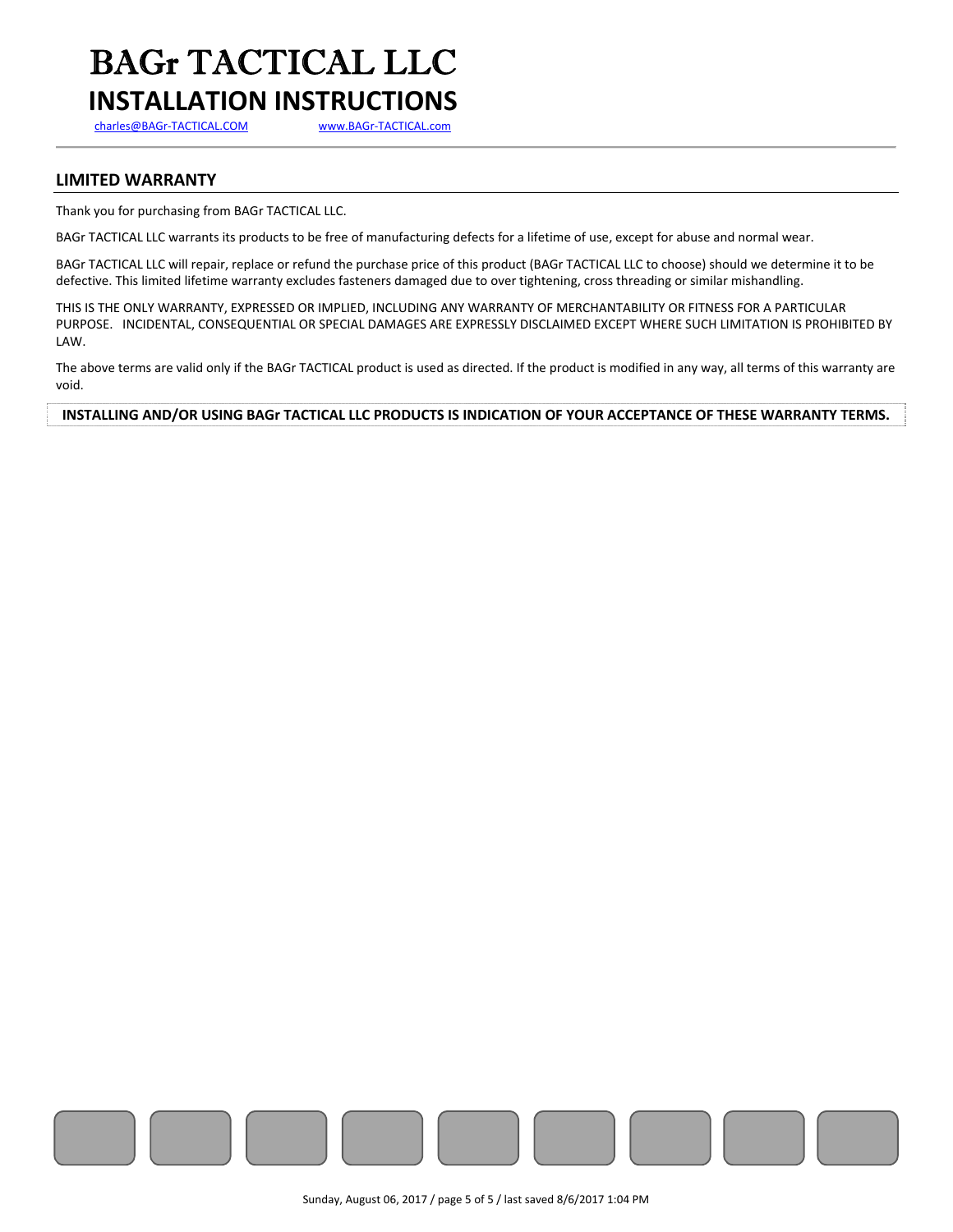# BAGr TACTICAL LLC

## INSTALLATION INSTRUCTIONS

charles@BAGr-TACTICAL.COM www.BAGr-TACTICAL.com

## LIMITED WARRANTY

Thank you for purchasing from BAGr TACTICAL LLC.

BAGr TACTICAL LLC warrants its products to be free of manufacturing defects for a lifetime of use, except for abuse and normal wear.

BAGr TACTICAL LLC will repair, replace or refund the purchase price of this product (BAGr TACTICAL LLC to choose) should we determine it to be defective. This limited lifetime warranty excludes fasteners damaged due to over tightening, cross threading or similar mishandling.

THIS IS THE ONLY WARRANTY, EXPRESSED OR IMPLIED, INCLUDING ANY WARRANTY OF MERCHANTABILITY OR FITNESS FOR A PARTICULAR PURPOSE. INCIDENTAL, CONSEQUENTIAL OR SPECIAL DAMAGES ARE EXPRESSLY DISCLAIMED EXCEPT WHERE SUCH LIMITATION IS PROHIBITED BY LAW.

The above terms are valid only if the BAGr TACTICAL product is used as directed. If the product is modified in any way, all terms of this warranty are void.

**INSTALLING AND/OR USING BAGr TACTICAL LLC PRODUCTS IS INDICATION OF YOUR ACCEPTANCE OF THESE WARRANTY TERMS.**